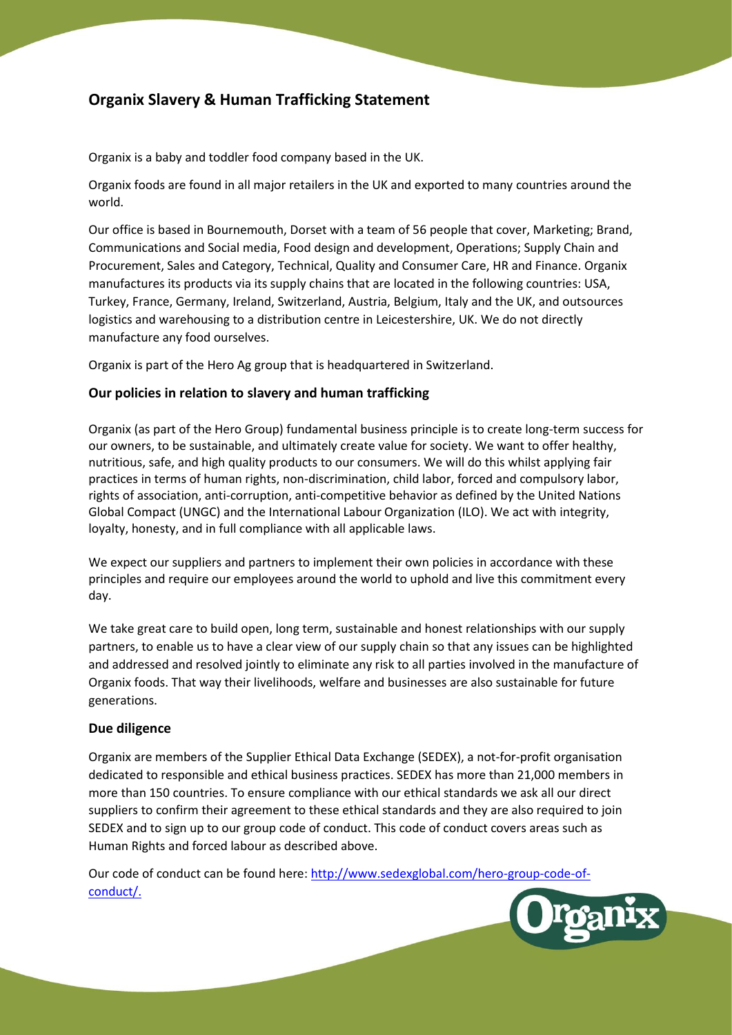# Organix Slavery & Human Trafficking Statement

Organix is a baby and toddler food company based in the UK.

Organix foods are found in all major retailers in the UK and exported to many countries around the world.

Our office is based in Bournemouth, Dorset with a team of 56 people that cover, Marketing; Brand, Communications and Social media, Food design and development, Operations; Supply Chain and Procurement, Sales and Category, Technical, Quality and Consumer Care, HR and Finance. Organix manufactures its products via its supply chains that are located in the following countries: USA, Turkey, France, Germany, Ireland, Switzerland, Austria, Belgium, Italy and the UK, and outsources logistics and warehousing to a distribution centre in Leicestershire, UK. We do not directly manufacture any food ourselves.

Organix is part of the Hero Ag group that is headquartered in Switzerland.

## Our policies in relation to slavery and human trafficking

Organix (as part of the Hero Group) fundamental business principle is to create long-term success for our owners, to be sustainable, and ultimately create value for society. We want to offer healthy, nutritious, safe, and high quality products to our consumers. We will do this whilst applying fair practices in terms of human rights, non-discrimination, child labor, forced and compulsory labor, rights of association, anti-corruption, anti-competitive behavior as defined by the United Nations Global Compact (UNGC) and the International Labour Organization (ILO). We act with integrity, loyalty, honesty, and in full compliance with all applicable laws.

We expect our suppliers and partners to implement their own policies in accordance with these principles and require our employees around the world to uphold and live this commitment every day.

We take great care to build open, long term, sustainable and honest relationships with our supply partners, to enable us to have a clear view of our supply chain so that any issues can be highlighted and addressed and resolved jointly to eliminate any risk to all parties involved in the manufacture of Organix foods. That way their livelihoods, welfare and businesses are also sustainable for future generations.

## Due diligence

Organix are members of the Supplier Ethical Data Exchange (SEDEX), a not-for-profit organisation dedicated to responsible and ethical business practices. SEDEX has more than 21,000 members in more than 150 countries. To ensure compliance with our ethical standards we ask all our direct suppliers to confirm their agreement to these ethical standards and they are also required to join SEDEX and to sign up to our group code of conduct. This code of conduct covers areas such as Human Rights and forced labour as described above.

Our code of conduct can be found here: [http://www.sedexglobal.com/hero-group-code-of-conduct/.](http://www.sedexglobal.com/hero-group-code-of-conduct/)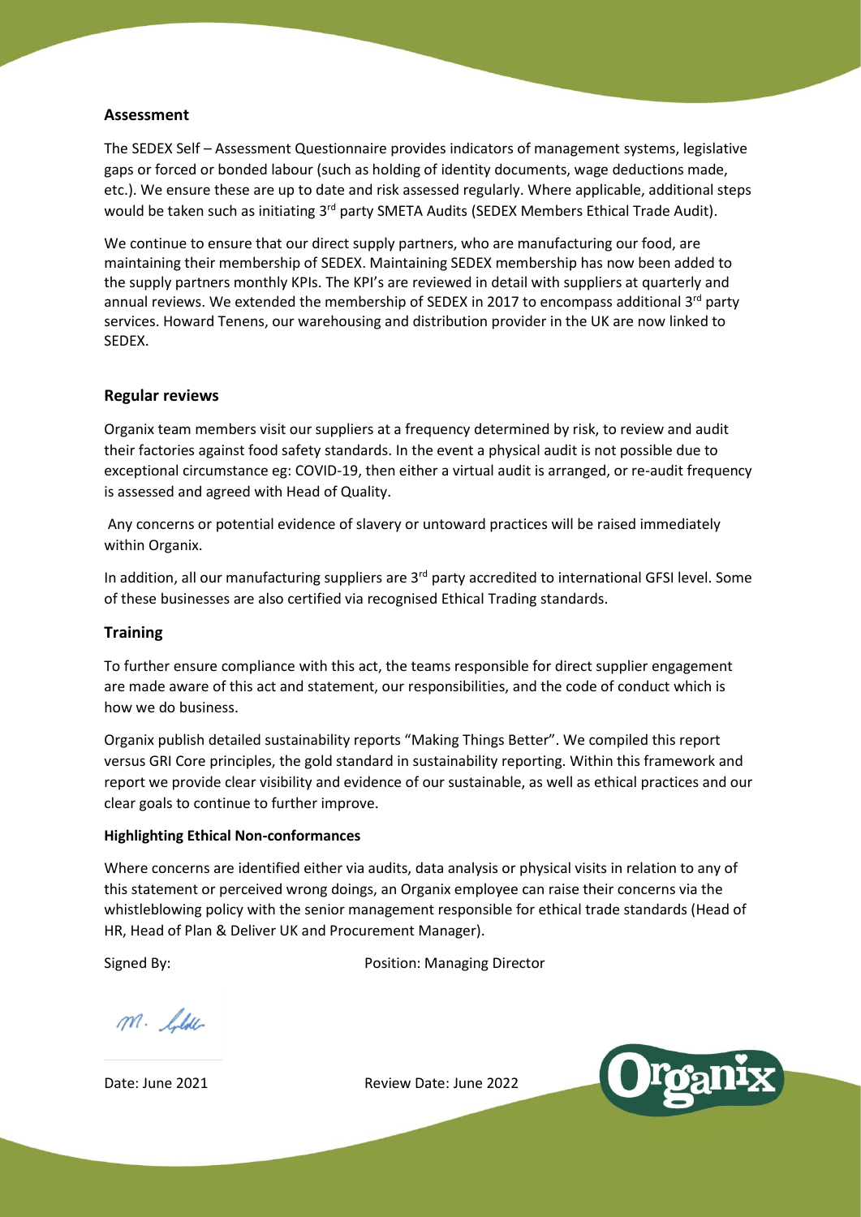## Assessment

The SEDEX Self – Assessment Questionnaire provides indicators of management systems, legislative gaps or forced or bonded labour (such as holding of identity documents, wage deductions made, etc.). We ensure these are up to date and risk assessed regularly. Where applicable, additional steps would be taken such as initiating 3rd party SMETA Audits (SEDEX Members Ethical Trade Audit).

We continue to ensure that our direct supply partners, who are manufacturing our food, are maintaining their membership of SEDEX. Maintaining SEDEX membership has now been added to the supply partners monthly KPIs. The KPI's are reviewed in detail with suppliers at quarterly and annual reviews. We extended the membership of SEDEX in 2017 to encompass additional 3rd party services. Howard Tenens, our warehousing and distribution provider in the UK are now linked to SEDEX.

## Regular reviews

Organix team members visit our suppliers at a frequency determined by risk, to review and audit their factories against food safety standards. In the event a physical audit is not possible due to exceptional circumstance eg: COVID-19, then either a virtual audit is arranged, or re-audit frequency is assessed and agreed with Head of Quality.

Any concerns or potential evidence of slavery or untoward practices will be raised immediately within Organix.

In addition, all our manufacturing suppliers are 3rd party accredited to international GFSI level. Some of these businesses are also certified via recognised Ethical Trading standards.

## Training

To further ensure compliance with this act, the teams responsible for direct supplier engagement are made aware of this act and statement, our responsibilities, and the code of conduct which is how we do business.

Organix publish detailed sustainability reports "Making Things Better". We compiled this report versus GRI Core principles, the gold standard in sustainability reporting. Within this framework and report we provide clear visibility and evidence of our sustainable, as well as ethical practices and our clear goals to continue to further improve.

### Highlighting Ethical Non-conformances

Where concerns are identified either via audits, data analysis or physical visits in relation to any of this statement or perceived wrong doings, an Organix employee can raise their concerns via the whistleblowing policy with the senior management responsible for ethical trade standards (Head of HR, Head of Plan & Deliver UK and Procurement Manager).

Signed By: Position: Managing Director

Date: June 2021 Review Date: June 2022